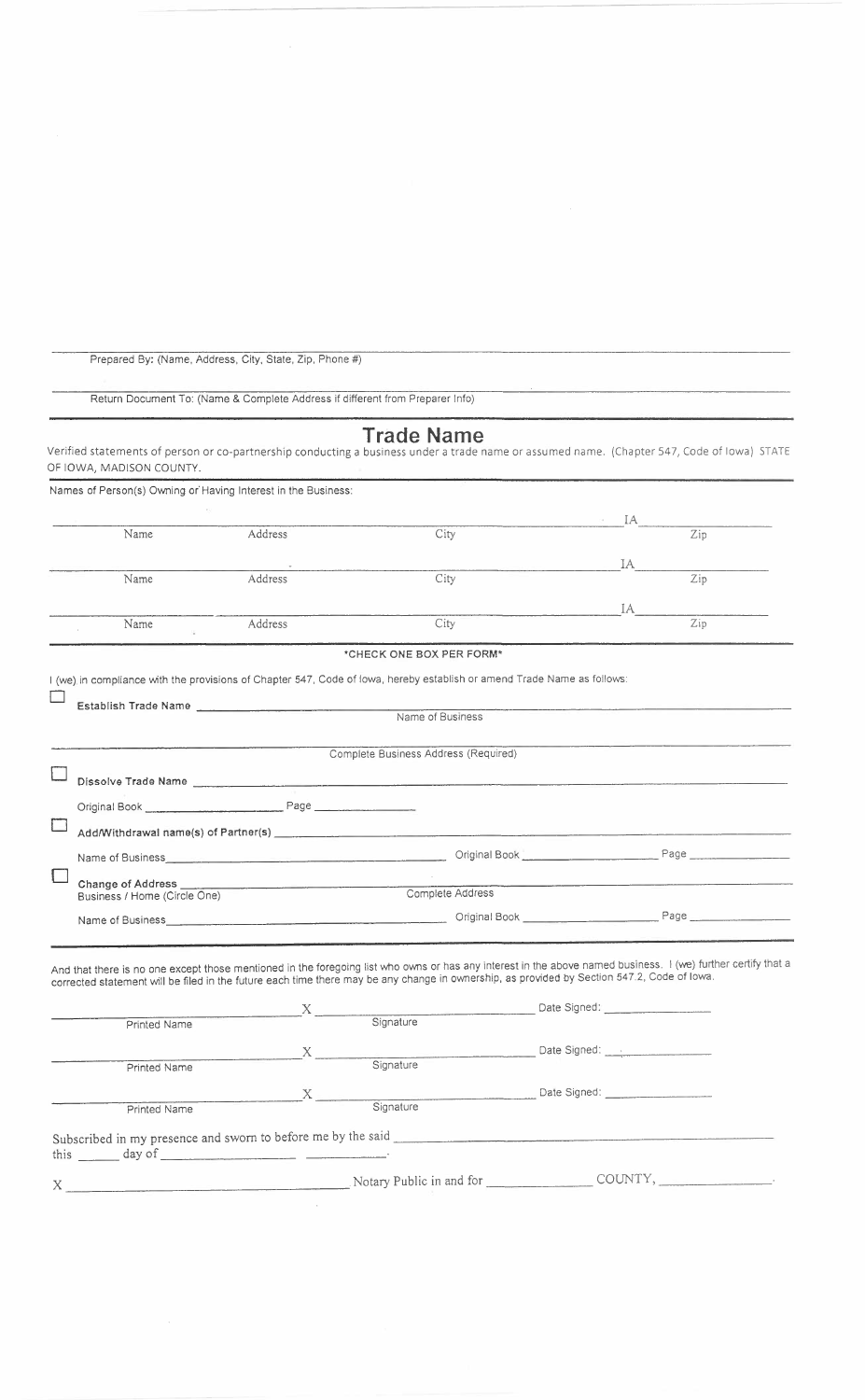Prepared By: (Name, Address, City, State, Zip, Phone #)

Return Document To: (Name & Complete Address if different from Preparer Info)

# Trade Name

Verified statements of person or co-partnership conducting a business under a trade name or assumed name. (Chapter 547, Code of Iowa) STATE OF IOWA, MADISON COUNTY.

Names of Person(s) Owning or Having Interest in the Business:

| Name | Address | City | IA | Zip |
|---|---|---|---|---|
| | | | IA | |
| | | | IA | |
| | | | IA | |

*CHECK ONE BOX PER FORM*

I (we) in compliance with the provisions of Chapter 547, Code of Iowa, hereby establish or amend Trade Name as follows:

☐ **Establish Trade Name** ______________________________
Name of Business

______________________________
Complete Business Address (Required)

☐ **Dissolve Trade Name** ______________________________

Original Book ____________ Page ____________

☐ **Add/Withdrawal name(s) of Partner(s)** ______________________________

Name of Business ____________ Original Book ____________ Page ____________

☐ **Change of Address** ______________________________
Business / Home (Circle One) Complete Address

Name of Business ____________ Original Book ____________ Page ____________

And that there is no one except those mentioned in the foregoing list who owns or has any interest in the above named business. I (we) further certify that a corrected statement will be filed in the future each time there may be any change in ownership, as provided by Section 547.2, Code of Iowa.

____________ X ____________ Date Signed: ____________
Printed Name Signature

____________ X ____________ Date Signed: ____________
Printed Name Signature

____________ X ____________ Date Signed: ____________
Printed Name Signature

Subscribed in my presence and sworn to before me by the said ______________________________
this ______ day of ____________ ______.

X ______________________________ Notary Public in and for ____________ COUNTY, ____________.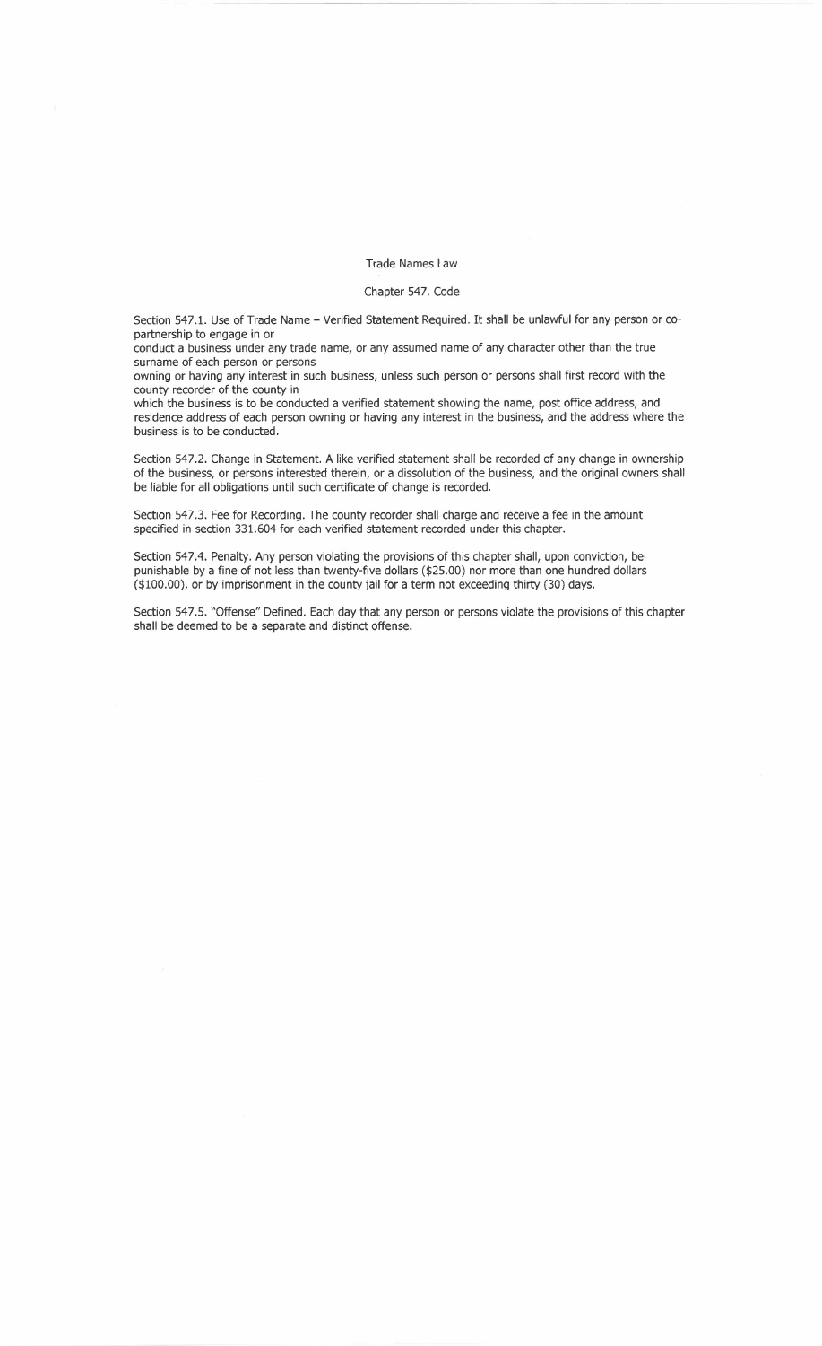# Trade Names Law

## Chapter 547. Code

Section 547.1. Use of Trade Name – Verified Statement Required. It shall be unlawful for any person or co-partnership to engage in or conduct a business under any trade name, or any assumed name of any character other than the true surname of each person or persons owning or having any interest in such business, unless such person or persons shall first record with the county recorder of the county in which the business is to be conducted a verified statement showing the name, post office address, and residence address of each person owning or having any interest in the business, and the address where the business is to be conducted.

Section 547.2. Change in Statement. A like verified statement shall be recorded of any change in ownership of the business, or persons interested therein, or a dissolution of the business, and the original owners shall be liable for all obligations until such certificate of change is recorded.

Section 547.3. Fee for Recording. The county recorder shall charge and receive a fee in the amount specified in section 331.604 for each verified statement recorded under this chapter.

Section 547.4. Penalty. Any person violating the provisions of this chapter shall, upon conviction, be punishable by a fine of not less than twenty-five dollars ($25.00) nor more than one hundred dollars ($100.00), or by imprisonment in the county jail for a term not exceeding thirty (30) days.

Section 547.5. "Offense" Defined. Each day that any person or persons violate the provisions of this chapter shall be deemed to be a separate and distinct offense.